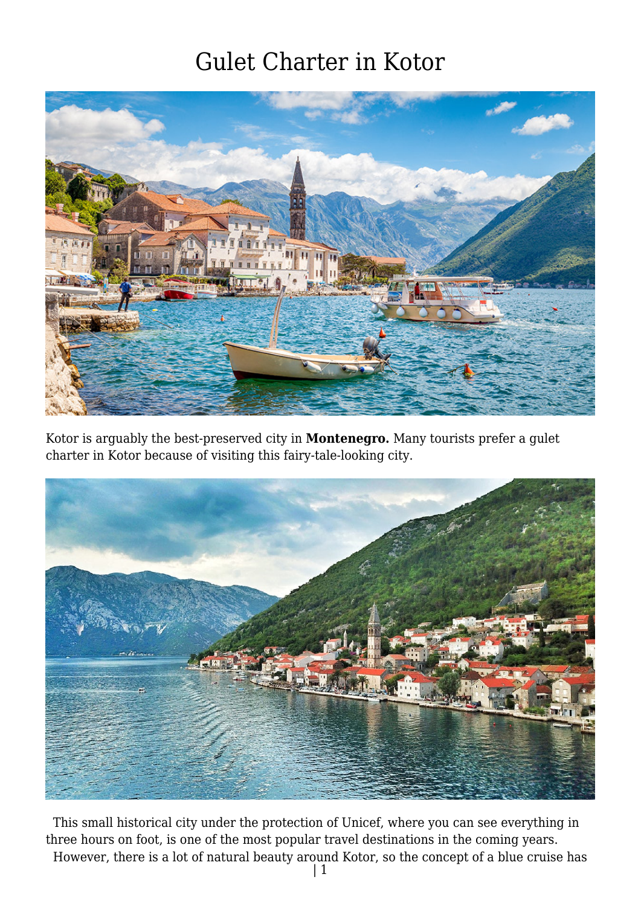# Gulet Charter in Kotor

Kotor is arguably the best-preserved city in **Montenegro.** Many tourists prefer a gulet charter in Kotor because of visiting this fairy-tale-looking city.

This small historical city under the protection of Unicef, where you can see everything in three hours on foot, is one of the most popular travel destinations in the coming years.

However, there is a lot of natural beauty around Kotor, so the concept of a blue cruise has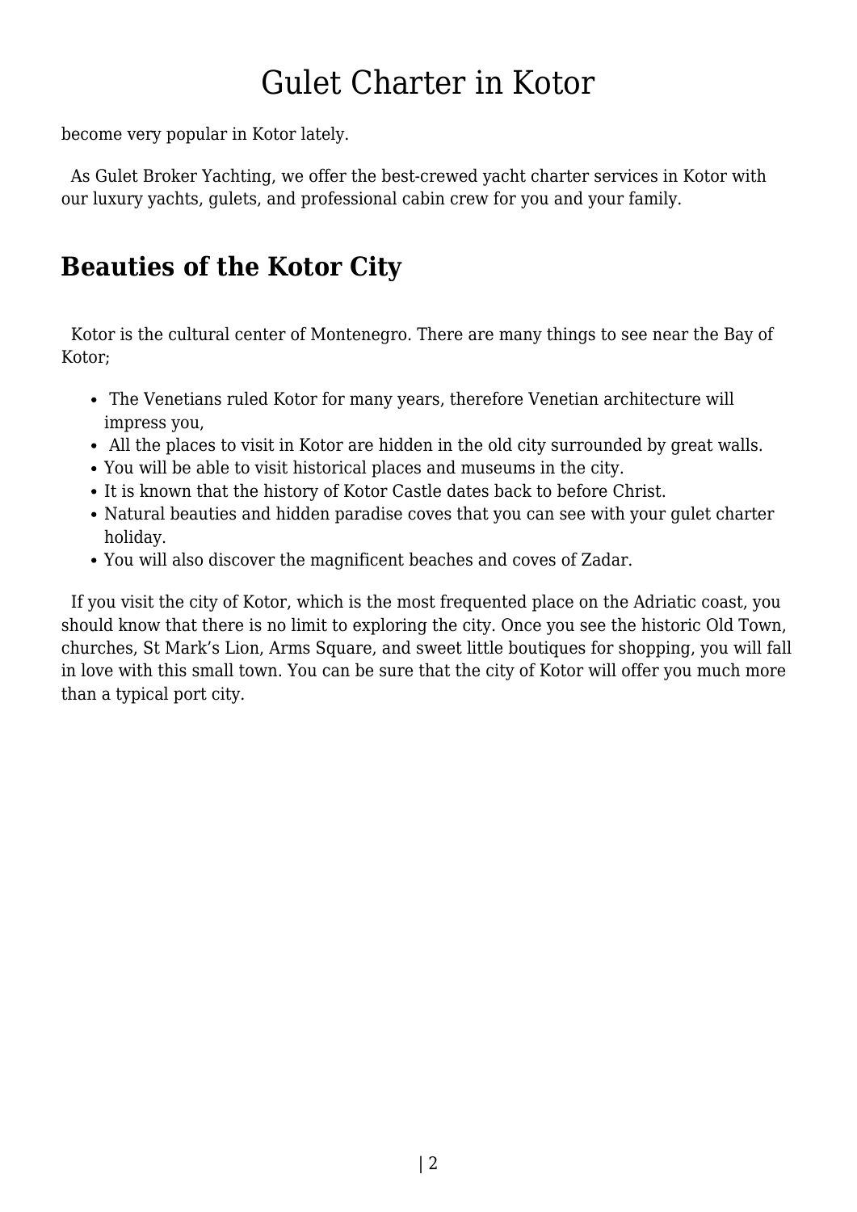become very popular in Kotor lately.

As Gulet Broker Yachting, we offer the best-crewed yacht charter services in Kotor with our luxury yachts, gulets, and professional cabin crew for you and your family.

## Beauties of the Kotor City

Kotor is the cultural center of Montenegro. There are many things to see near the Bay of Kotor;

- The Venetians ruled Kotor for many years, therefore Venetian architecture will impress you,
- All the places to visit in Kotor are hidden in the old city surrounded by great walls.
- You will be able to visit historical places and museums in the city.
- It is known that the history of Kotor Castle dates back to before Christ.
- Natural beauties and hidden paradise coves that you can see with your gulet charter holiday.
- You will also discover the magnificent beaches and coves of Zadar.

If you visit the city of Kotor, which is the most frequented place on the Adriatic coast, you should know that there is no limit to exploring the city. Once you see the historic Old Town, churches, St Mark's Lion, Arms Square, and sweet little boutiques for shopping, you will fall in love with this small town. You can be sure that the city of Kotor will offer you much more than a typical port city.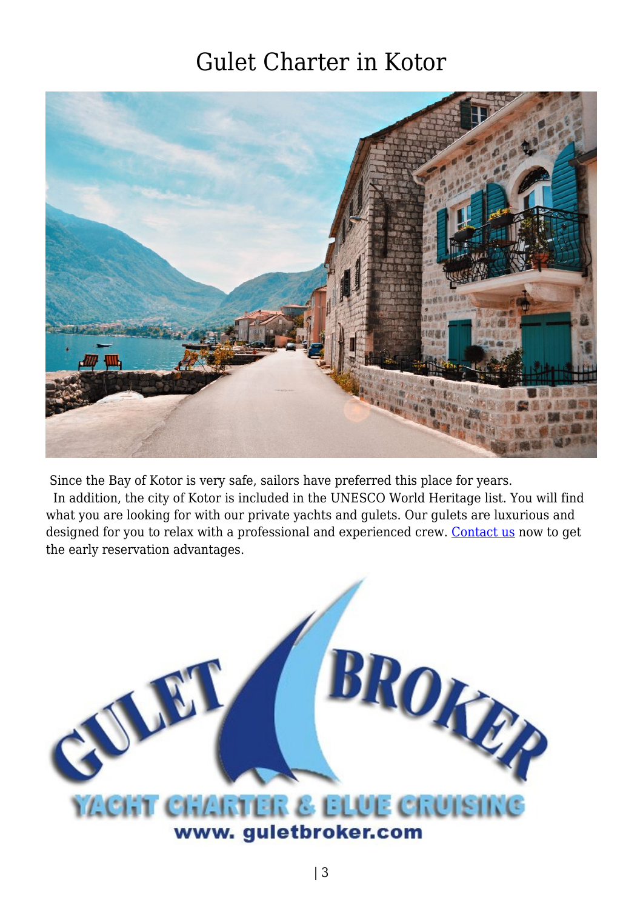# Gulet Charter in Kotor

Since the Bay of Kotor is very safe, sailors have preferred this place for years.
In addition, the city of Kotor is included in the UNESCO World Heritage list. You will find what you are looking for with our private yachts and gulets. Our gulets are luxurious and designed for you to relax with a professional and experienced crew. Contact us now to get the early reservation advantages.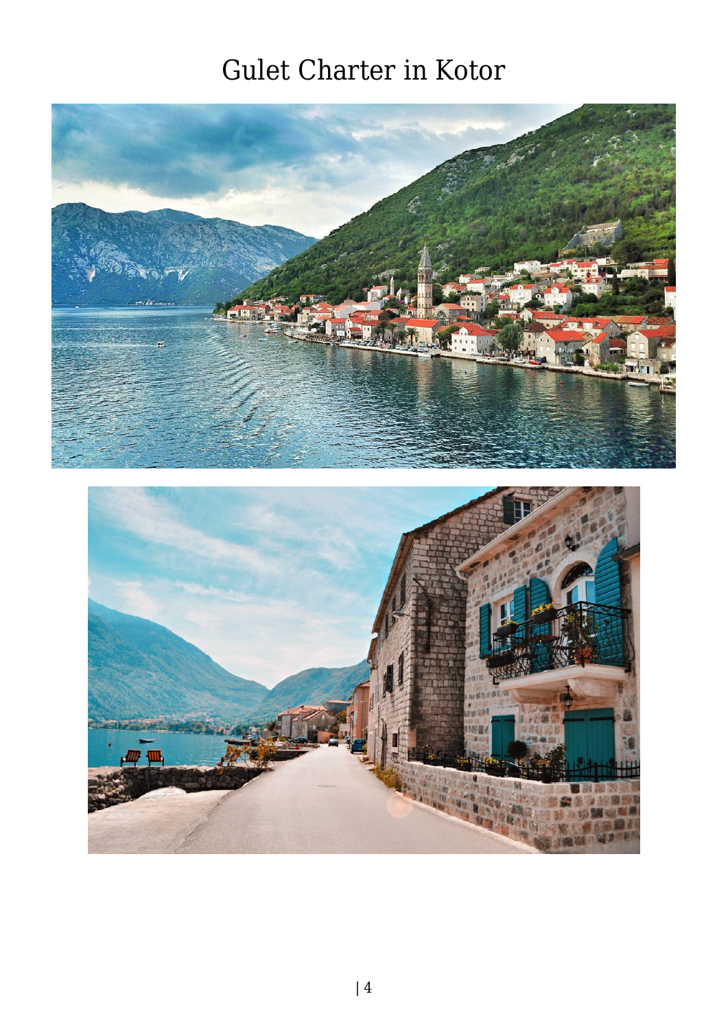# Gulet Charter in Kotor